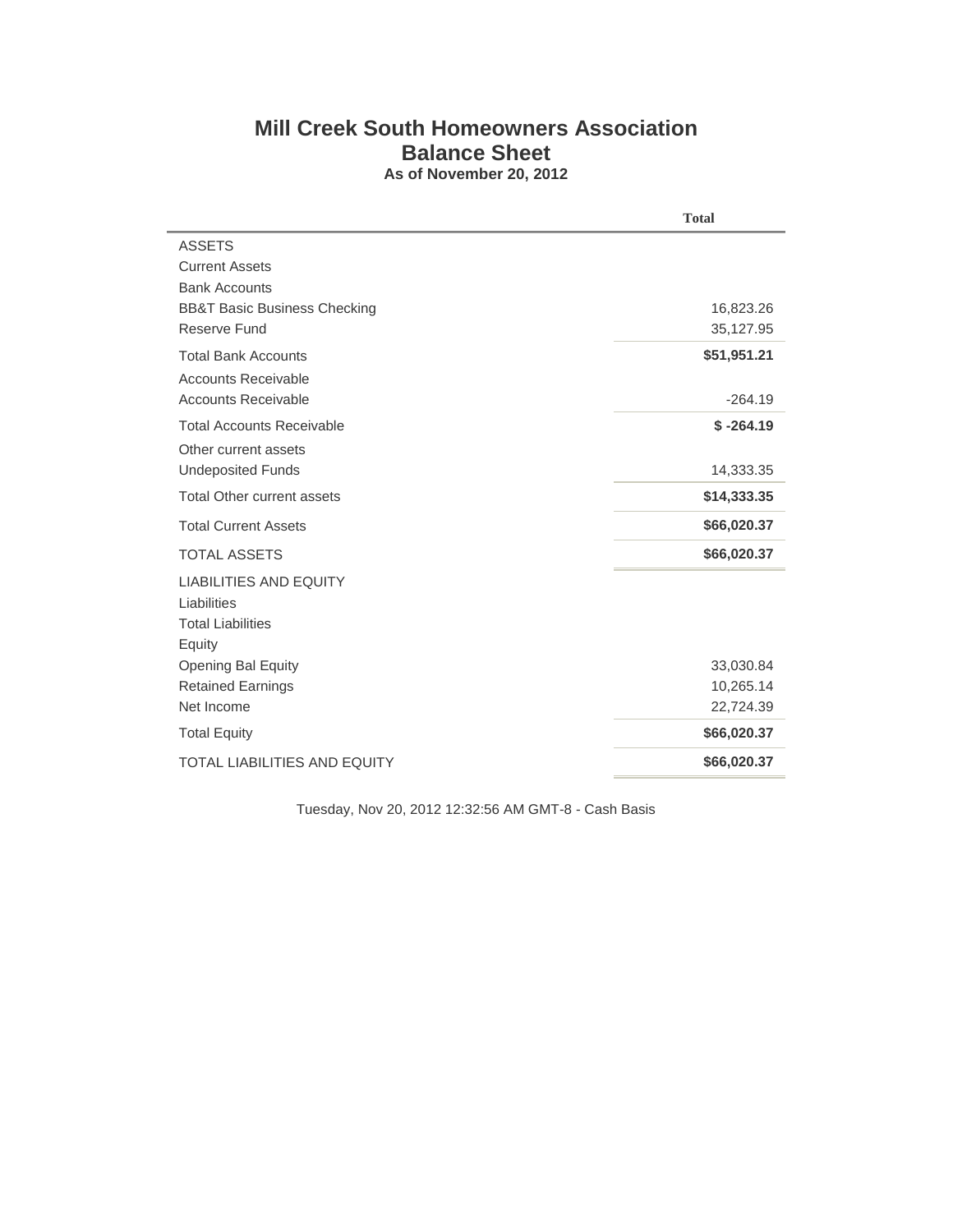# Mill Creek South Homeowners Association
## Balance Sheet
**As of November 20, 2012**

| | Total |
|---|---|
| ASSETS | |
| Current Assets | |
| Bank Accounts | |
| BB&T Basic Business Checking | 16,823.26 |
| Reserve Fund | 35,127.95 |
| Total Bank Accounts | **$51,951.21** |
| Accounts Receivable | |
| Accounts Receivable | -264.19 |
| Total Accounts Receivable | **$ -264.19** |
| Other current assets | |
| Undeposited Funds | 14,333.35 |
| Total Other current assets | **$14,333.35** |
| Total Current Assets | **$66,020.37** |
| TOTAL ASSETS | **$66,020.37** |
| LIABILITIES AND EQUITY | |
| Liabilities | |
| Total Liabilities | |
| Equity | |
| Opening Bal Equity | 33,030.84 |
| Retained Earnings | 10,265.14 |
| Net Income | 22,724.39 |
| Total Equity | **$66,020.37** |
| TOTAL LIABILITIES AND EQUITY | **$66,020.37** |

Tuesday, Nov 20, 2012 12:32:56 AM GMT-8 - Cash Basis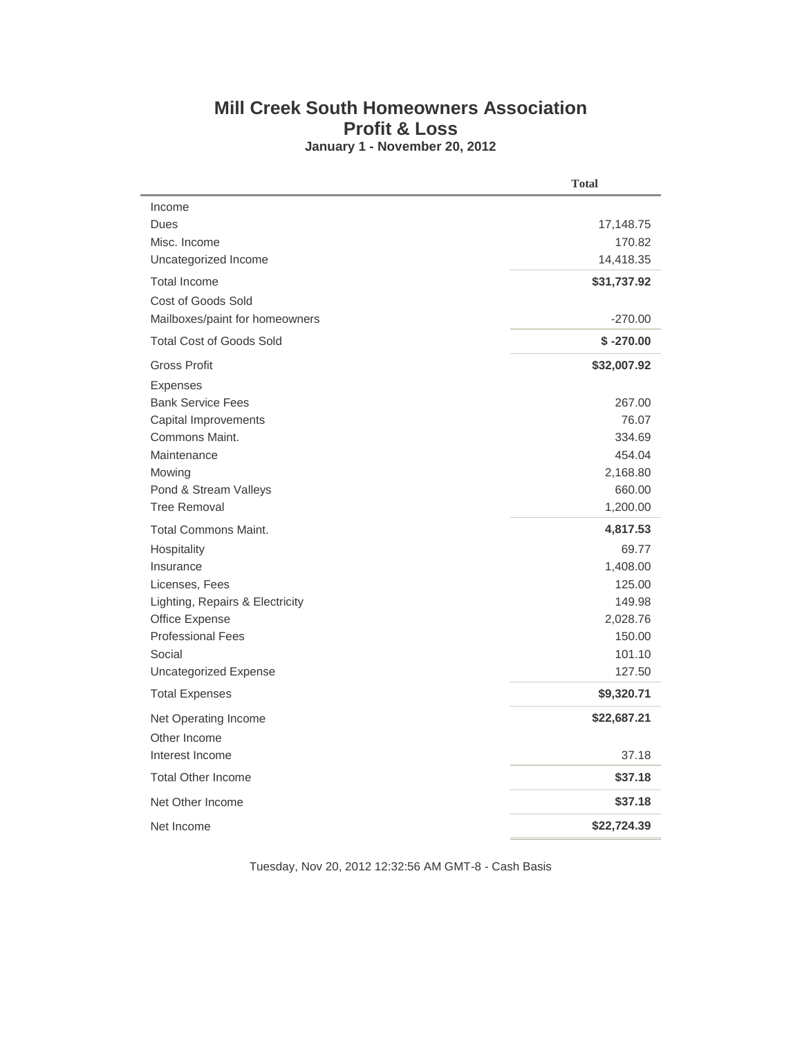# Mill Creek South Homeowners Association

## Profit & Loss

**January 1 - November 20, 2012**

| | Total |
|---|---:|
| Income | |
| Dues | 17,148.75 |
| Misc. Income | 170.82 |
| Uncategorized Income | 14,418.35 |
| Total Income | **$31,737.92** |
| Cost of Goods Sold | |
| Mailboxes/paint for homeowners | -270.00 |
| Total Cost of Goods Sold | **$ -270.00** |
| Gross Profit | **$32,007.92** |
| Expenses | |
| Bank Service Fees | 267.00 |
| Capital Improvements | 76.07 |
| Commons Maint. | 334.69 |
| Maintenance | 454.04 |
| Mowing | 2,168.80 |
| Pond & Stream Valleys | 660.00 |
| Tree Removal | 1,200.00 |
| Total Commons Maint. | **4,817.53** |
| Hospitality | 69.77 |
| Insurance | 1,408.00 |
| Licenses, Fees | 125.00 |
| Lighting, Repairs & Electricity | 149.98 |
| Office Expense | 2,028.76 |
| Professional Fees | 150.00 |
| Social | 101.10 |
| Uncategorized Expense | 127.50 |
| Total Expenses | **$9,320.71** |
| Net Operating Income | **$22,687.21** |
| Other Income | |
| Interest Income | 37.18 |
| Total Other Income | **$37.18** |
| Net Other Income | **$37.18** |
| Net Income | **$22,724.39** |

Tuesday, Nov 20, 2012 12:32:56 AM GMT-8 - Cash Basis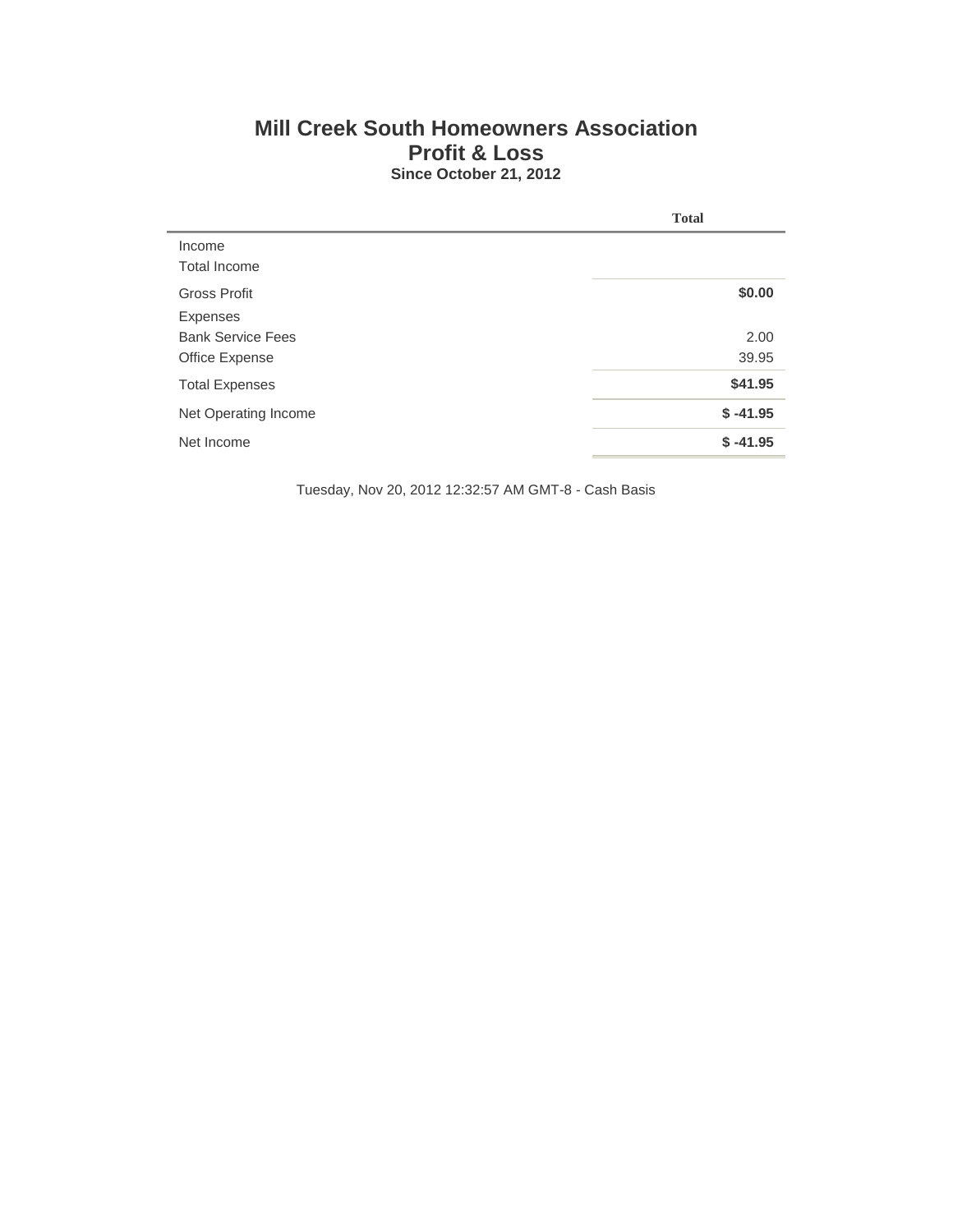# Mill Creek South Homeowners Association
## Profit & Loss
### Since October 21, 2012

| | Total |
|---|---|
| Income | |
| Total Income | |
| Gross Profit | **$0.00** |
| Expenses | |
| Bank Service Fees | 2.00 |
| Office Expense | 39.95 |
| Total Expenses | **$41.95** |
| Net Operating Income | **$ -41.95** |
| Net Income | **$ -41.95** |

Tuesday, Nov 20, 2012 12:32:57 AM GMT-8 - Cash Basis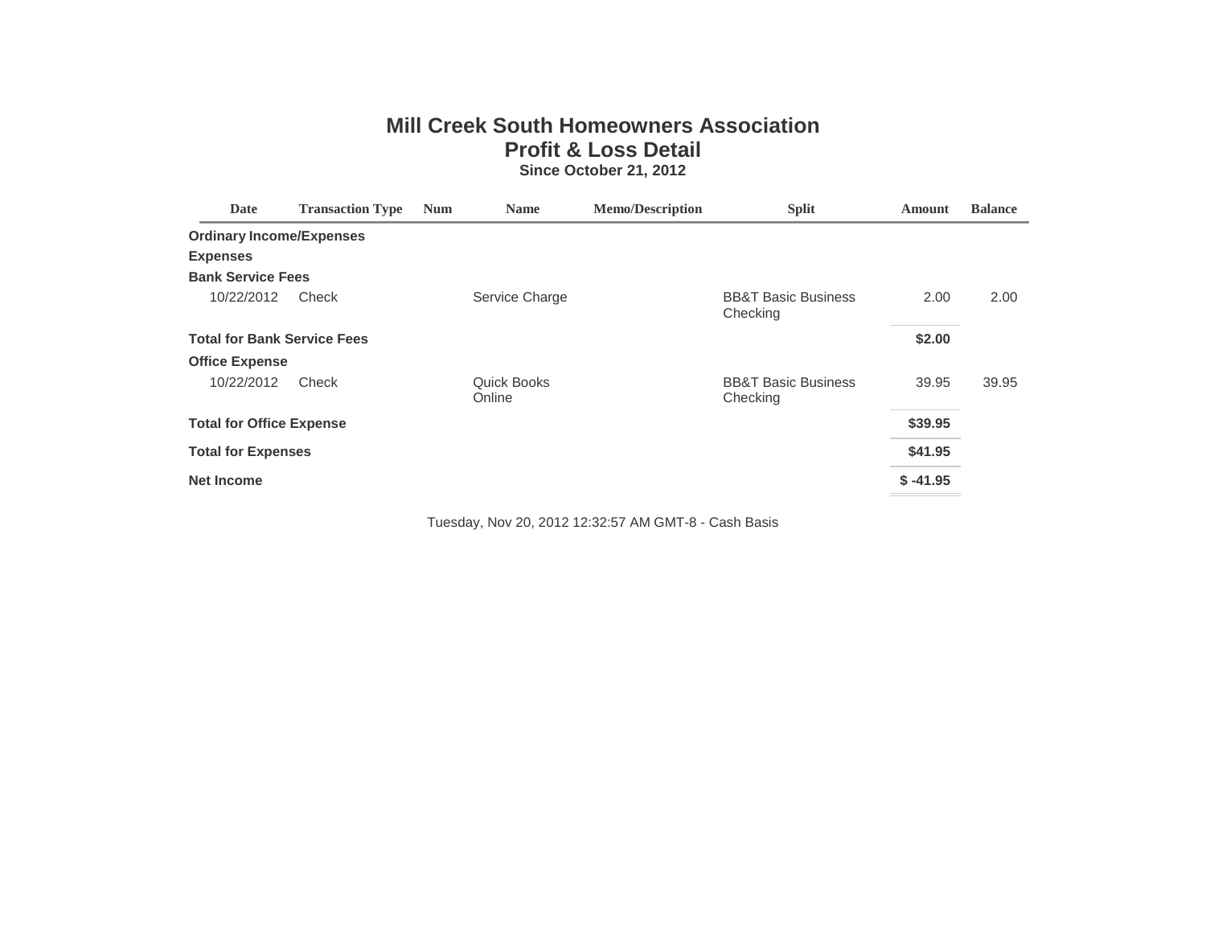# Mill Creek South Homeowners Association

## Profit & Loss Detail

**Since October 21, 2012**

| Date | Transaction Type | Num | Name | Memo/Description | Split | Amount | Balance |
|---|---|---|---|---|---|---|---|
| **Ordinary Income/Expenses** | | | | | | | |
| **Expenses** | | | | | | | |
| **Bank Service Fees** | | | | | | | |
| 10/22/2012 | Check | | Service Charge | | BB&T Basic Business Checking | 2.00 | 2.00 |
| **Total for Bank Service Fees** | | | | | | **$2.00** | |
| **Office Expense** | | | | | | | |
| 10/22/2012 | Check | | Quick Books Online | | BB&T Basic Business Checking | 39.95 | 39.95 |
| **Total for Office Expense** | | | | | | **$39.95** | |
| **Total for Expenses** | | | | | | **$41.95** | |
| **Net Income** | | | | | | **$ -41.95** | |

Tuesday, Nov 20, 2012 12:32:57 AM GMT-8 - Cash Basis